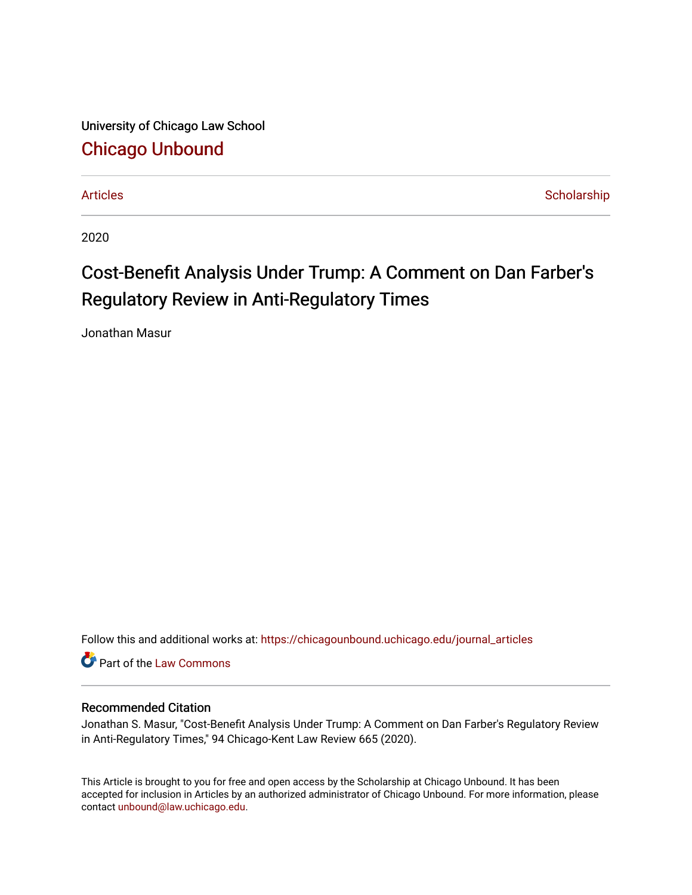University of Chicago Law School

## Chicago Unbound

Articles | Scholarship

2020

# Cost-Benefit Analysis Under Trump: A Comment on Dan Farber's Regulatory Review in Anti-Regulatory Times

Jonathan Masur

Follow this and additional works at: https://chicagounbound.uchicago.edu/journal_articles

Part of the Law Commons

### Recommended Citation

Jonathan S. Masur, "Cost-Benefit Analysis Under Trump: A Comment on Dan Farber's Regulatory Review in Anti-Regulatory Times," 94 Chicago-Kent Law Review 665 (2020).

This Article is brought to you for free and open access by the Scholarship at Chicago Unbound. It has been accepted for inclusion in Articles by an authorized administrator of Chicago Unbound. For more information, please contact unbound@law.uchicago.edu.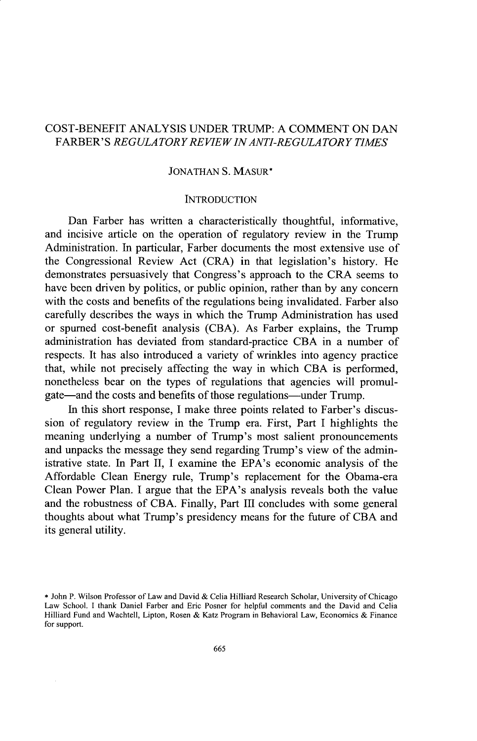# COST-BENEFIT ANALYSIS UNDER TRUMP: A COMMENT ON DAN FARBER'S *REGULATORY REVIEW IN ANTI-REGULATORY TIMES*

JONATHAN S. MASUR*

## INTRODUCTION

Dan Farber has written a characteristically thoughtful, informative, and incisive article on the operation of regulatory review in the Trump Administration. In particular, Farber documents the most extensive use of the Congressional Review Act (CRA) in that legislation's history. He demonstrates persuasively that Congress's approach to the CRA seems to have been driven by politics, or public opinion, rather than by any concern with the costs and benefits of the regulations being invalidated. Farber also carefully describes the ways in which the Trump Administration has used or spurned cost-benefit analysis (CBA). As Farber explains, the Trump administration has deviated from standard-practice CBA in a number of respects. It has also introduced a variety of wrinkles into agency practice that, while not precisely affecting the way in which CBA is performed, nonetheless bear on the types of regulations that agencies will promulgate—and the costs and benefits of those regulations—under Trump.

In this short response, I make three points related to Farber's discussion of regulatory review in the Trump era. First, Part I highlights the meaning underlying a number of Trump's most salient pronouncements and unpacks the message they send regarding Trump's view of the administrative state. In Part II, I examine the EPA's economic analysis of the Affordable Clean Energy rule, Trump's replacement for the Obama-era Clean Power Plan. I argue that the EPA's analysis reveals both the value and the robustness of CBA. Finally, Part III concludes with some general thoughts about what Trump's presidency means for the future of CBA and its general utility.

---

* John P. Wilson Professor of Law and David & Celia Hilliard Research Scholar, University of Chicago Law School. I thank Daniel Farber and Eric Posner for helpful comments and the David and Celia Hilliard Fund and Wachtell, Lipton, Rosen & Katz Program in Behavioral Law, Economics & Finance for support.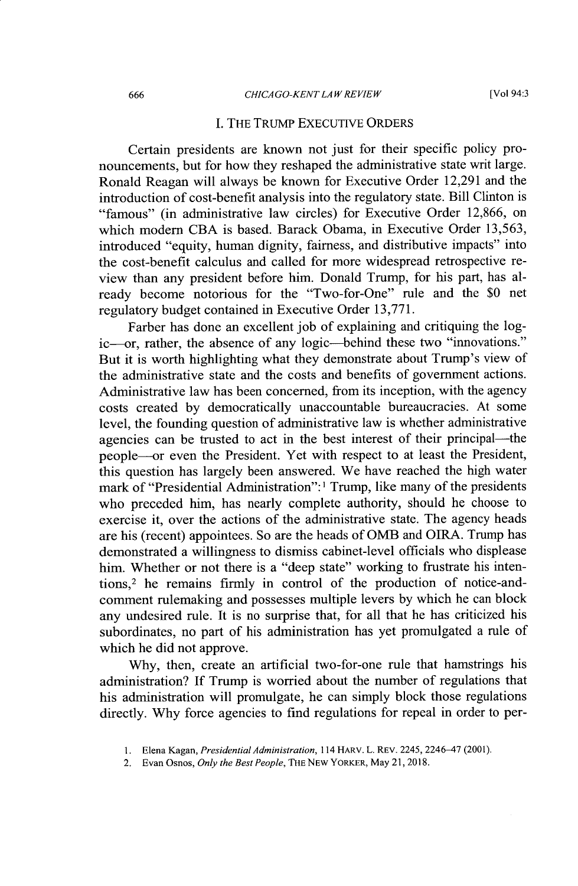## I. THE TRUMP EXECUTIVE ORDERS

Certain presidents are known not just for their specific policy pronouncements, but for how they reshaped the administrative state writ large. Ronald Reagan will always be known for Executive Order 12,291 and the introduction of cost-benefit analysis into the regulatory state. Bill Clinton is "famous" (in administrative law circles) for Executive Order 12,866, on which modern CBA is based. Barack Obama, in Executive Order 13,563, introduced "equity, human dignity, fairness, and distributive impacts" into the cost-benefit calculus and called for more widespread retrospective review than any president before him. Donald Trump, for his part, has already become notorious for the "Two-for-One" rule and the $0 net regulatory budget contained in Executive Order 13,771.

Farber has done an excellent job of explaining and critiquing the logic—or, rather, the absence of any logic—behind these two "innovations." But it is worth highlighting what they demonstrate about Trump's view of the administrative state and the costs and benefits of government actions. Administrative law has been concerned, from its inception, with the agency costs created by democratically unaccountable bureaucracies. At some level, the founding question of administrative law is whether administrative agencies can be trusted to act in the best interest of their principal—the people—or even the President. Yet with respect to at least the President, this question has largely been answered. We have reached the high water mark of "Presidential Administration":[1] Trump, like many of the presidents who preceded him, has nearly complete authority, should he choose to exercise it, over the actions of the administrative state. The agency heads are his (recent) appointees. So are the heads of OMB and OIRA. Trump has demonstrated a willingness to dismiss cabinet-level officials who displease him. Whether or not there is a "deep state" working to frustrate his intentions,[2] he remains firmly in control of the production of notice-and-comment rulemaking and possesses multiple levers by which he can block any undesired rule. It is no surprise that, for all that he has criticized his subordinates, no part of his administration has yet promulgated a rule of which he did not approve.

Why, then, create an artificial two-for-one rule that hamstrings his administration? If Trump is worried about the number of regulations that his administration will promulgate, he can simply block those regulations directly. Why force agencies to find regulations for repeal in order to per-

1. Elena Kagan, *Presidential Administration*, 114 HARV. L. REV. 2245, 2246–47 (2001).

2. Evan Osnos, *Only the Best People*, THE NEW YORKER, May 21, 2018.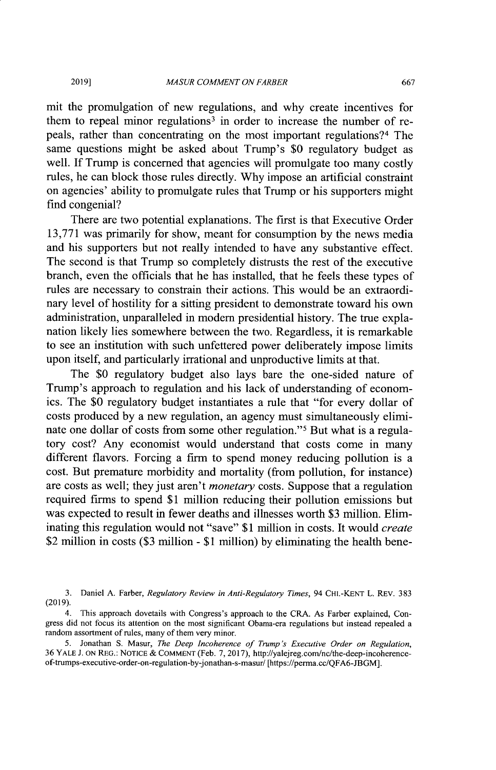mit the promulgation of new regulations, and why create incentives for them to repeal minor regulations[3] in order to increase the number of repeals, rather than concentrating on the most important regulations?[4] The same questions might be asked about Trump's $0 regulatory budget as well. If Trump is concerned that agencies will promulgate too many costly rules, he can block those rules directly. Why impose an artificial constraint on agencies' ability to promulgate rules that Trump or his supporters might find congenial?

There are two potential explanations. The first is that Executive Order 13,771 was primarily for show, meant for consumption by the news media and his supporters but not really intended to have any substantive effect. The second is that Trump so completely distrusts the rest of the executive branch, even the officials that he has installed, that he feels these types of rules are necessary to constrain their actions. This would be an extraordinary level of hostility for a sitting president to demonstrate toward his own administration, unparalleled in modern presidential history. The true explanation likely lies somewhere between the two. Regardless, it is remarkable to see an institution with such unfettered power deliberately impose limits upon itself, and particularly irrational and unproductive limits at that.

The $0 regulatory budget also lays bare the one-sided nature of Trump's approach to regulation and his lack of understanding of economics. The $0 regulatory budget instantiates a rule that "for every dollar of costs produced by a new regulation, an agency must simultaneously eliminate one dollar of costs from some other regulation."[5] But what is a regulatory cost? Any economist would understand that costs come in many different flavors. Forcing a firm to spend money reducing pollution is a cost. But premature morbidity and mortality (from pollution, for instance) are costs as well; they just aren't *monetary* costs. Suppose that a regulation required firms to spend $1 million reducing their pollution emissions but was expected to result in fewer deaths and illnesses worth $3 million. Eliminating this regulation would not "save" $1 million in costs. It would *create* $2 million in costs ($3 million - $1 million) by eliminating the health bene-

---

3. Daniel A. Farber, *Regulatory Review in Anti-Regulatory Times*, 94 CHI.-KENT L. REV. 383 (2019).

4. This approach dovetails with Congress's approach to the CRA. As Farber explained, Congress did not focus its attention on the most significant Obama-era regulations but instead repealed a random assortment of rules, many of them very minor.

5. Jonathan S. Masur, *The Deep Incoherence of Trump's Executive Order on Regulation*, 36 YALE J. ON REG.: NOTICE & COMMENT (Feb. 7, 2017), http://yalejreg.com/nc/the-deep-incoherence-of-trumps-executive-order-on-regulation-by-jonathan-s-masur/ [https://perma.cc/QFA6-JBGM].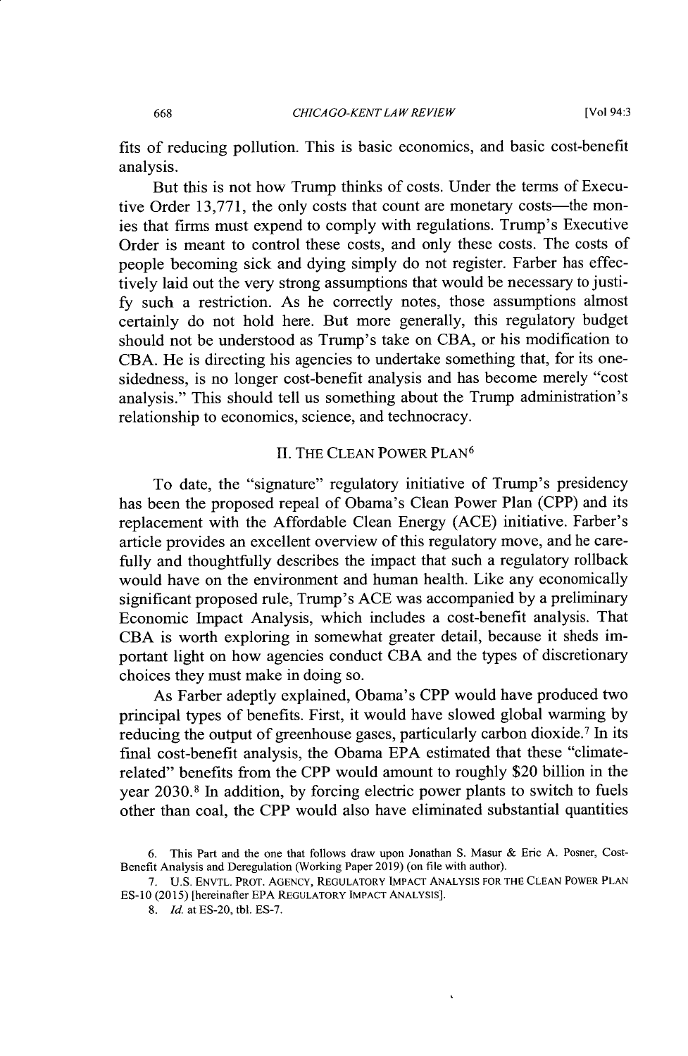fits of reducing pollution. This is basic economics, and basic cost-benefit analysis.

But this is not how Trump thinks of costs. Under the terms of Executive Order 13,771, the only costs that count are monetary costs—the monies that firms must expend to comply with regulations. Trump's Executive Order is meant to control these costs, and only these costs. The costs of people becoming sick and dying simply do not register. Farber has effectively laid out the very strong assumptions that would be necessary to justify such a restriction. As he correctly notes, those assumptions almost certainly do not hold here. But more generally, this regulatory budget should not be understood as Trump's take on CBA, or his modification to CBA. He is directing his agencies to undertake something that, for its one-sidedness, is no longer cost-benefit analysis and has become merely "cost analysis." This should tell us something about the Trump administration's relationship to economics, science, and technocracy.

## II. The Clean Power Plan[6]

To date, the "signature" regulatory initiative of Trump's presidency has been the proposed repeal of Obama's Clean Power Plan (CPP) and its replacement with the Affordable Clean Energy (ACE) initiative. Farber's article provides an excellent overview of this regulatory move, and he carefully and thoughtfully describes the impact that such a regulatory rollback would have on the environment and human health. Like any economically significant proposed rule, Trump's ACE was accompanied by a preliminary Economic Impact Analysis, which includes a cost-benefit analysis. That CBA is worth exploring in somewhat greater detail, because it sheds important light on how agencies conduct CBA and the types of discretionary choices they must make in doing so.

As Farber adeptly explained, Obama's CPP would have produced two principal types of benefits. First, it would have slowed global warming by reducing the output of greenhouse gases, particularly carbon dioxide.[7] In its final cost-benefit analysis, the Obama EPA estimated that these "climate-related" benefits from the CPP would amount to roughly $20 billion in the year 2030.[8] In addition, by forcing electric power plants to switch to fuels other than coal, the CPP would also have eliminated substantial quantities

6. This Part and the one that follows draw upon Jonathan S. Masur & Eric A. Posner, Cost-Benefit Analysis and Deregulation (Working Paper 2019) (on file with author).

7. U.S. ENVTL. PROT. AGENCY, REGULATORY IMPACT ANALYSIS FOR THE CLEAN POWER PLAN ES-10 (2015) [hereinafter EPA REGULATORY IMPACT ANALYSIS].

8. *Id.* at ES-20, tbl. ES-7.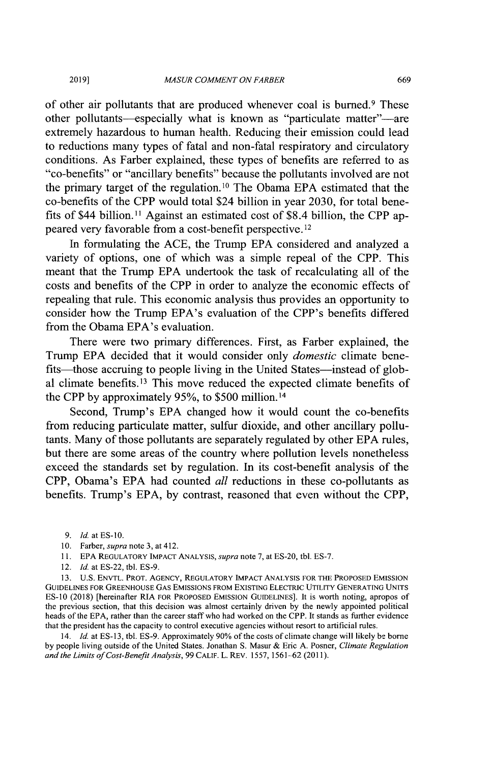of other air pollutants that are produced whenever coal is burned.[9] These other pollutants—especially what is known as "particulate matter"—are extremely hazardous to human health. Reducing their emission could lead to reductions many types of fatal and non-fatal respiratory and circulatory conditions. As Farber explained, these types of benefits are referred to as "co-benefits" or "ancillary benefits" because the pollutants involved are not the primary target of the regulation.[10] The Obama EPA estimated that the co-benefits of the CPP would total $24 billion in year 2030, for total benefits of $44 billion.[11] Against an estimated cost of $8.4 billion, the CPP appeared very favorable from a cost-benefit perspective.[12]

In formulating the ACE, the Trump EPA considered and analyzed a variety of options, one of which was a simple repeal of the CPP. This meant that the Trump EPA undertook the task of recalculating all of the costs and benefits of the CPP in order to analyze the economic effects of repealing that rule. This economic analysis thus provides an opportunity to consider how the Trump EPA's evaluation of the CPP's benefits differed from the Obama EPA's evaluation.

There were two primary differences. First, as Farber explained, the Trump EPA decided that it would consider only *domestic* climate benefits—those accruing to people living in the United States—instead of global climate benefits.[13] This move reduced the expected climate benefits of the CPP by approximately 95%, to $500 million.[14]

Second, Trump's EPA changed how it would count the co-benefits from reducing particulate matter, sulfur dioxide, and other ancillary pollutants. Many of those pollutants are separately regulated by other EPA rules, but there are some areas of the country where pollution levels nonetheless exceed the standards set by regulation. In its cost-benefit analysis of the CPP, Obama's EPA had counted *all* reductions in these co-pollutants as benefits. Trump's EPA, by contrast, reasoned that even without the CPP,

9. *Id.* at ES-10.

10. Farber, *supra* note 3, at 412.

11. EPA REGULATORY IMPACT ANALYSIS, *supra* note 7, at ES-20, tbl. ES-7.

12. *Id.* at ES-22, tbl. ES-9.

13. U.S. ENVTL. PROT. AGENCY, REGULATORY IMPACT ANALYSIS FOR THE PROPOSED EMISSION GUIDELINES FOR GREENHOUSE GAS EMISSIONS FROM EXISTING ELECTRIC UTILITY GENERATING UNITS ES-10 (2018) [hereinafter RIA FOR PROPOSED EMISSION GUIDELINES]. It is worth noting, apropos of the previous section, that this decision was almost certainly driven by the newly appointed political heads of the EPA, rather than the career staff who had worked on the CPP. It stands as further evidence that the president has the capacity to control executive agencies without resort to artificial rules.

14. *Id.* at ES-13, tbl. ES-9. Approximately 90% of the costs of climate change will likely be borne by people living outside of the United States. Jonathan S. Masur & Eric A. Posner, *Climate Regulation and the Limits of Cost-Benefit Analysis*, 99 CALIF. L. REV. 1557, 1561–62 (2011).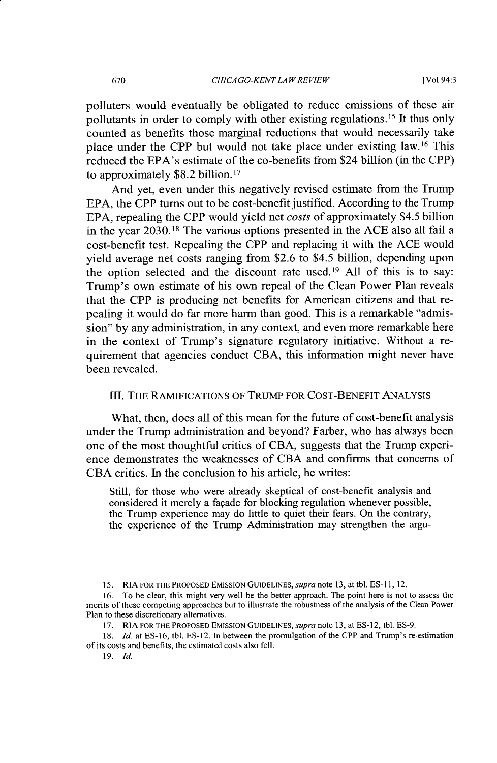polluters would eventually be obligated to reduce emissions of these air pollutants in order to comply with other existing regulations.[15] It thus only counted as benefits those marginal reductions that would necessarily take place under the CPP but would not take place under existing law.[16] This reduced the EPA's estimate of the co-benefits from $24 billion (in the CPP) to approximately $8.2 billion.[17]

And yet, even under this negatively revised estimate from the Trump EPA, the CPP turns out to be cost-benefit justified. According to the Trump EPA, repealing the CPP would yield net *costs* of approximately $4.5 billion in the year 2030.[18] The various options presented in the ACE also all fail a cost-benefit test. Repealing the CPP and replacing it with the ACE would yield average net costs ranging from $2.6 to $4.5 billion, depending upon the option selected and the discount rate used.[19] All of this is to say: Trump's own estimate of his own repeal of the Clean Power Plan reveals that the CPP is producing net benefits for American citizens and that repealing it would do far more harm than good. This is a remarkable "admission" by any administration, in any context, and even more remarkable here in the context of Trump's signature regulatory initiative. Without a requirement that agencies conduct CBA, this information might never have been revealed.

## III. THE RAMIFICATIONS OF TRUMP FOR COST-BENEFIT ANALYSIS

What, then, does all of this mean for the future of cost-benefit analysis under the Trump administration and beyond? Farber, who has always been one of the most thoughtful critics of CBA, suggests that the Trump experience demonstrates the weaknesses of CBA and confirms that concerns of CBA critics. In the conclusion to his article, he writes:

> Still, for those who were already skeptical of cost-benefit analysis and considered it merely a façade for blocking regulation whenever possible, the Trump experience may do little to quiet their fears. On the contrary, the experience of the Trump Administration may strengthen the argu-

---

15. RIA FOR THE PROPOSED EMISSION GUIDELINES, *supra* note 13, at tbl. ES-11, 12.

16. To be clear, this might very well be the better approach. The point here is not to assess the merits of these competing approaches but to illustrate the robustness of the analysis of the Clean Power Plan to these discretionary alternatives.

17. RIA FOR THE PROPOSED EMISSION GUIDELINES, *supra* note 13, at ES-12, tbl. ES-9.

18. *Id.* at ES-16, tbl. ES-12. In between the promulgation of the CPP and Trump's re-estimation of its costs and benefits, the estimated costs also fell.

19. *Id.*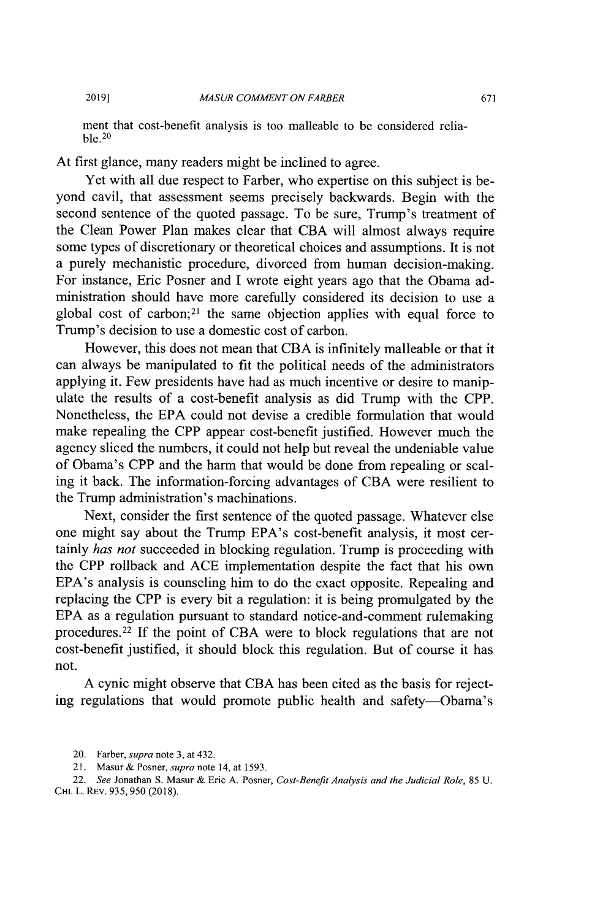ment that cost-benefit analysis is too malleable to be considered reliable.[20]

At first glance, many readers might be inclined to agree.

Yet with all due respect to Farber, who expertise on this subject is beyond cavil, that assessment seems precisely backwards. Begin with the second sentence of the quoted passage. To be sure, Trump's treatment of the Clean Power Plan makes clear that CBA will almost always require some types of discretionary or theoretical choices and assumptions. It is not a purely mechanistic procedure, divorced from human decision-making. For instance, Eric Posner and I wrote eight years ago that the Obama administration should have more carefully considered its decision to use a global cost of carbon;[21] the same objection applies with equal force to Trump's decision to use a domestic cost of carbon.

However, this does not mean that CBA is infinitely malleable or that it can always be manipulated to fit the political needs of the administrators applying it. Few presidents have had as much incentive or desire to manipulate the results of a cost-benefit analysis as did Trump with the CPP. Nonetheless, the EPA could not devise a credible formulation that would make repealing the CPP appear cost-benefit justified. However much the agency sliced the numbers, it could not help but reveal the undeniable value of Obama's CPP and the harm that would be done from repealing or scaling it back. The information-forcing advantages of CBA were resilient to the Trump administration's machinations.

Next, consider the first sentence of the quoted passage. Whatever else one might say about the Trump EPA's cost-benefit analysis, it most certainly *has not* succeeded in blocking regulation. Trump is proceeding with the CPP rollback and ACE implementation despite the fact that his own EPA's analysis is counseling him to do the exact opposite. Repealing and replacing the CPP is every bit a regulation: it is being promulgated by the EPA as a regulation pursuant to standard notice-and-comment rulemaking procedures.[22] If the point of CBA were to block regulations that are not cost-benefit justified, it should block this regulation. But of course it has not.

A cynic might observe that CBA has been cited as the basis for rejecting regulations that would promote public health and safety—Obama's

---

20. Farber, *supra* note 3, at 432.

21. Masur & Posner, *supra* note 14, at 1593.

22. *See* Jonathan S. Masur & Eric A. Posner, *Cost-Benefit Analysis and the Judicial Role*, 85 U. CHI. L. REV. 935, 950 (2018).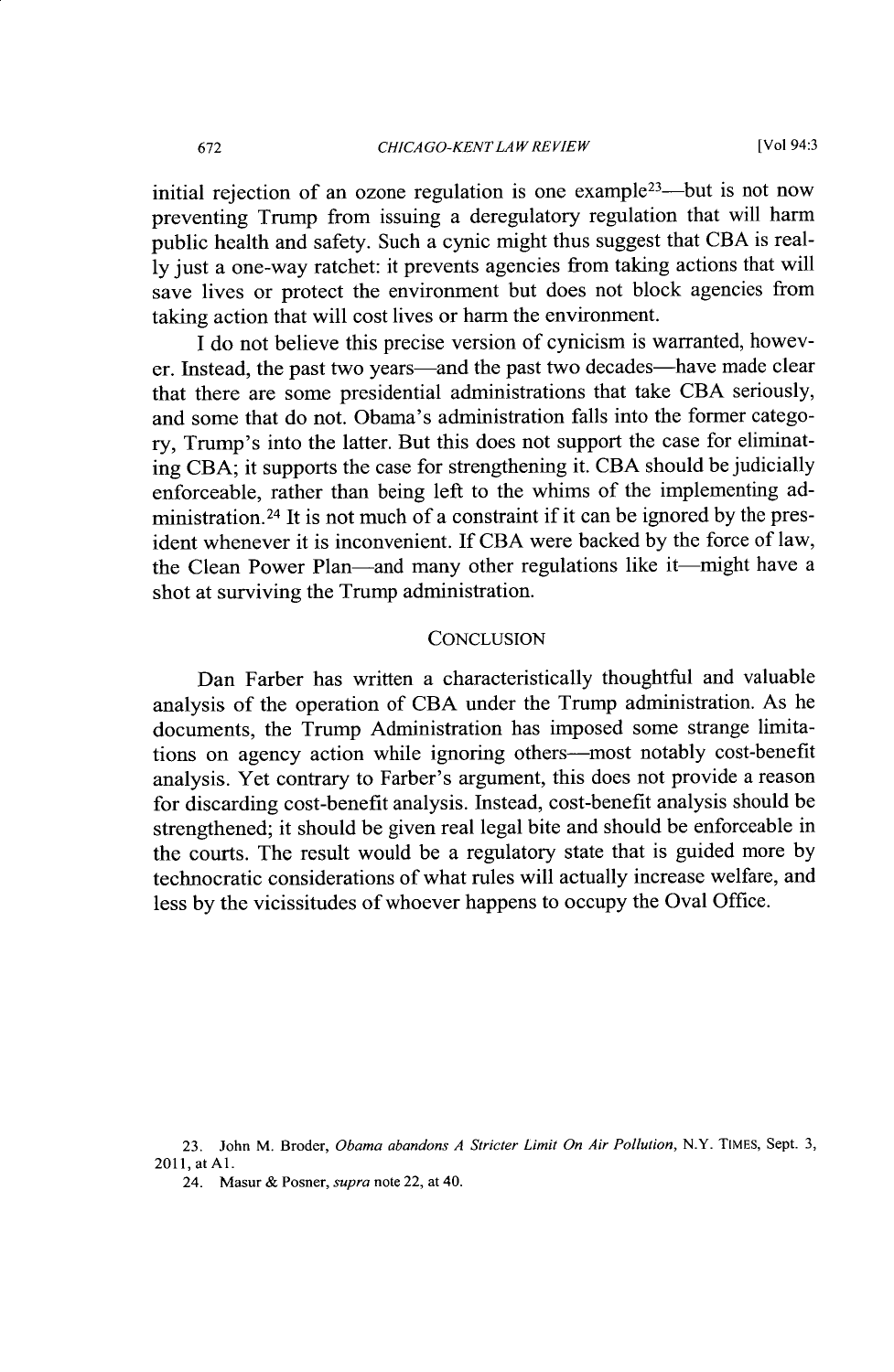initial rejection of an ozone regulation is one example[23]—but is not now preventing Trump from issuing a deregulatory regulation that will harm public health and safety. Such a cynic might thus suggest that CBA is really just a one-way ratchet: it prevents agencies from taking actions that will save lives or protect the environment but does not block agencies from taking action that will cost lives or harm the environment.

I do not believe this precise version of cynicism is warranted, however. Instead, the past two years—and the past two decades—have made clear that there are some presidential administrations that take CBA seriously, and some that do not. Obama's administration falls into the former category, Trump's into the latter. But this does not support the case for eliminating CBA; it supports the case for strengthening it. CBA should be judicially enforceable, rather than being left to the whims of the implementing administration.[24] It is not much of a constraint if it can be ignored by the president whenever it is inconvenient. If CBA were backed by the force of law, the Clean Power Plan—and many other regulations like it—might have a shot at surviving the Trump administration.

## CONCLUSION

Dan Farber has written a characteristically thoughtful and valuable analysis of the operation of CBA under the Trump administration. As he documents, the Trump Administration has imposed some strange limitations on agency action while ignoring others—most notably cost-benefit analysis. Yet contrary to Farber's argument, this does not provide a reason for discarding cost-benefit analysis. Instead, cost-benefit analysis should be strengthened; it should be given real legal bite and should be enforceable in the courts. The result would be a regulatory state that is guided more by technocratic considerations of what rules will actually increase welfare, and less by the vicissitudes of whoever happens to occupy the Oval Office.

---

23. John M. Broder, *Obama abandons A Stricter Limit On Air Pollution*, N.Y. TIMES, Sept. 3, 2011, at A1.

24. Masur & Posner, *supra* note 22, at 40.